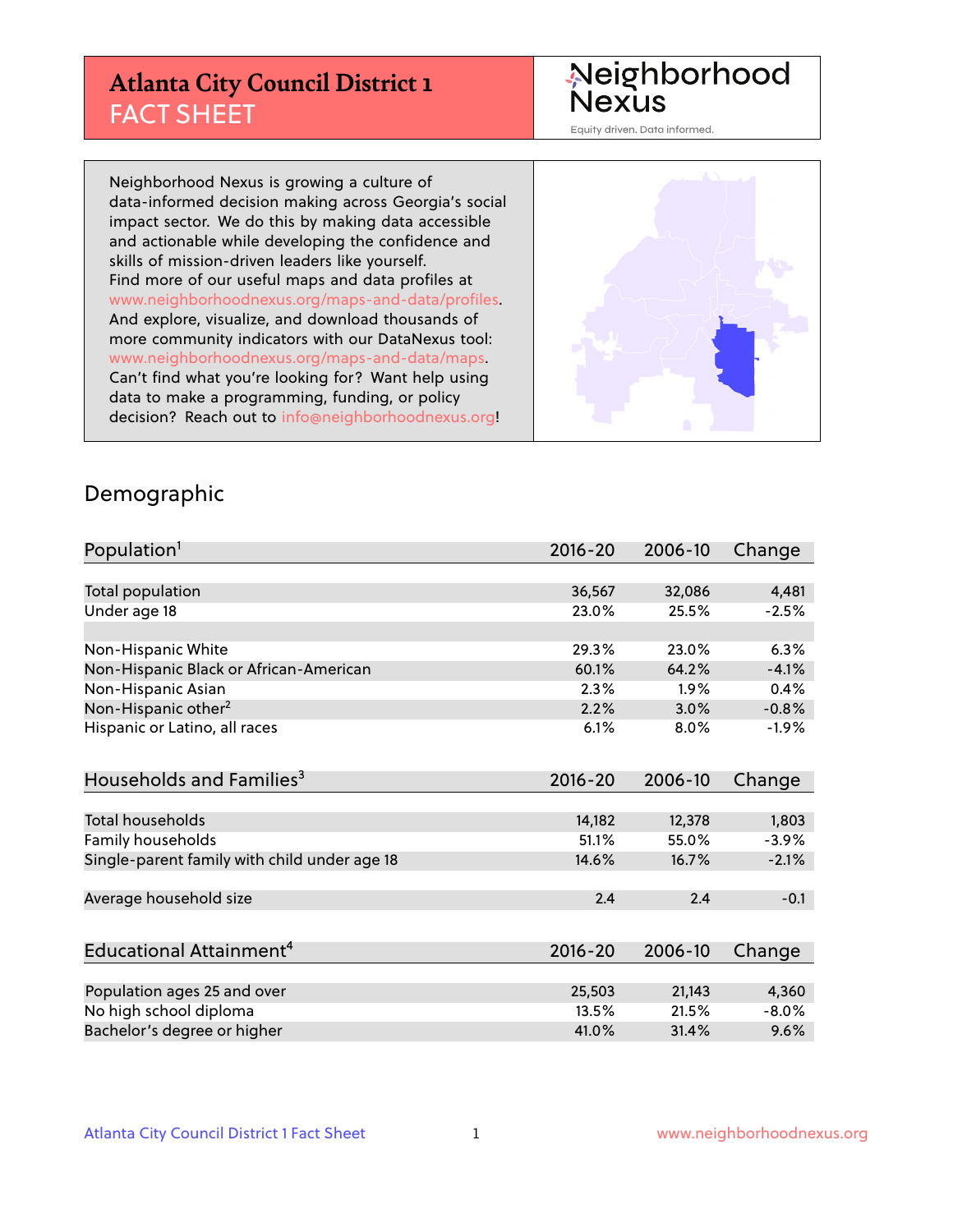# Atlanta City Council District 1
## FACT SHEET

**Neighborhood Nexus**
Equity driven. Data informed.

Neighborhood Nexus is growing a culture of data-informed decision making across Georgia's social impact sector. We do this by making data accessible and actionable while developing the confidence and skills of mission-driven leaders like yourself. Find more of our useful maps and data profiles at www.neighborhoodnexus.org/maps-and-data/profiles. And explore, visualize, and download thousands of more community indicators with our DataNexus tool: www.neighborhoodnexus.org/maps-and-data/maps. Can't find what you're looking for? Want help using data to make a programming, funding, or policy decision? Reach out to info@neighborhoodnexus.org!

## Demographic

| Population[1] | 2016-20 | 2006-10 | Change |
|---|---|---|---|
| Total population | 36,567 | 32,086 | 4,481 |
| Under age 18 | 23.0% | 25.5% | -2.5% |
| | | | |
| Non-Hispanic White | 29.3% | 23.0% | 6.3% |
| Non-Hispanic Black or African-American | 60.1% | 64.2% | -4.1% |
| Non-Hispanic Asian | 2.3% | 1.9% | 0.4% |
| Non-Hispanic other[2] | 2.2% | 3.0% | -0.8% |
| Hispanic or Latino, all races | 6.1% | 8.0% | -1.9% |

| Households and Families[3] | 2016-20 | 2006-10 | Change |
|---|---|---|---|
| Total households | 14,182 | 12,378 | 1,803 |
| Family households | 51.1% | 55.0% | -3.9% |
| Single-parent family with child under age 18 | 14.6% | 16.7% | -2.1% |
| | | | |
| Average household size | 2.4 | 2.4 | -0.1 |

| Educational Attainment[4] | 2016-20 | 2006-10 | Change |
|---|---|---|---|
| Population ages 25 and over | 25,503 | 21,143 | 4,360 |
| No high school diploma | 13.5% | 21.5% | -8.0% |
| Bachelor's degree or higher | 41.0% | 31.4% | 9.6% |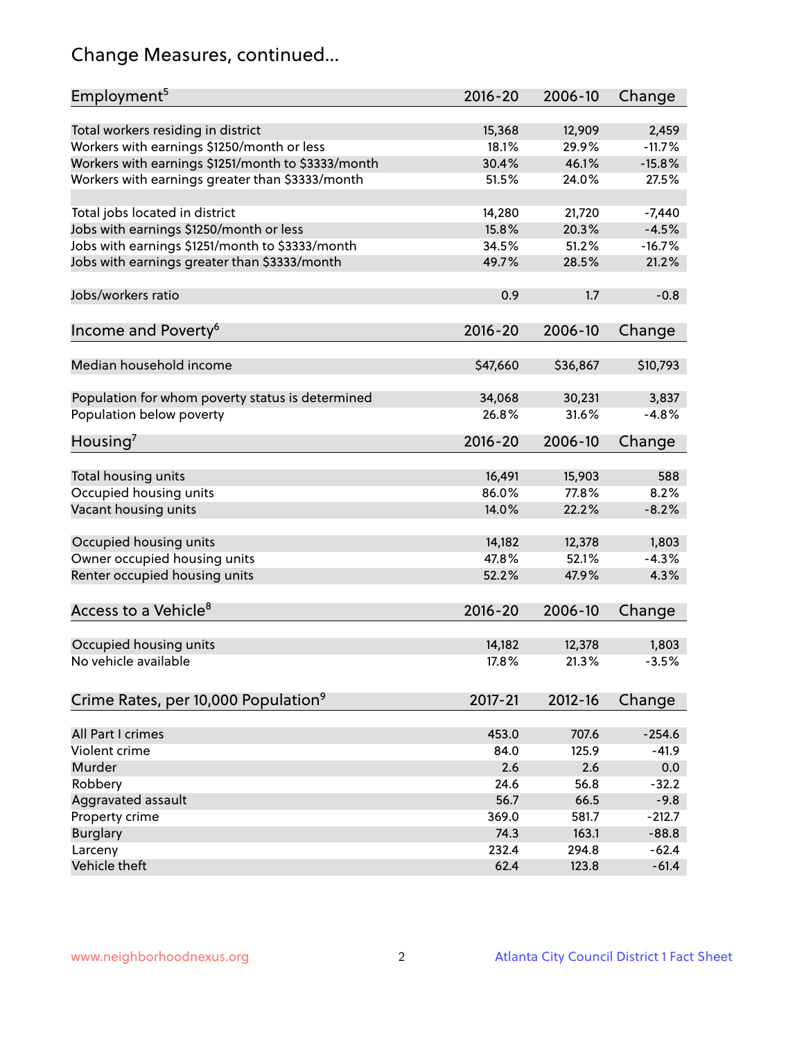# Change Measures, continued...

| Employment[5] | 2016-20 | 2006-10 | Change |
|---|---|---|---|
| Total workers residing in district | 15,368 | 12,909 | 2,459 |
| Workers with earnings $1250/month or less | 18.1% | 29.9% | -11.7% |
| Workers with earnings $1251/month to $3333/month | 30.4% | 46.1% | -15.8% |
| Workers with earnings greater than $3333/month | 51.5% | 24.0% | 27.5% |
| | | | |
| Total jobs located in district | 14,280 | 21,720 | -7,440 |
| Jobs with earnings $1250/month or less | 15.8% | 20.3% | -4.5% |
| Jobs with earnings $1251/month to $3333/month | 34.5% | 51.2% | -16.7% |
| Jobs with earnings greater than $3333/month | 49.7% | 28.5% | 21.2% |
| | | | |
| Jobs/workers ratio | 0.9 | 1.7 | -0.8 |

| Income and Poverty[6] | 2016-20 | 2006-10 | Change |
|---|---|---|---|
| Median household income | $47,660 | $36,867 | $10,793 |
| | | | |
| Population for whom poverty status is determined | 34,068 | 30,231 | 3,837 |
| Population below poverty | 26.8% | 31.6% | -4.8% |

| Housing[7] | 2016-20 | 2006-10 | Change |
|---|---|---|---|
| Total housing units | 16,491 | 15,903 | 588 |
| Occupied housing units | 86.0% | 77.8% | 8.2% |
| Vacant housing units | 14.0% | 22.2% | -8.2% |
| | | | |
| Occupied housing units | 14,182 | 12,378 | 1,803 |
| Owner occupied housing units | 47.8% | 52.1% | -4.3% |
| Renter occupied housing units | 52.2% | 47.9% | 4.3% |

| Access to a Vehicle[8] | 2016-20 | 2006-10 | Change |
|---|---|---|---|
| Occupied housing units | 14,182 | 12,378 | 1,803 |
| No vehicle available | 17.8% | 21.3% | -3.5% |

| Crime Rates, per 10,000 Population[9] | 2017-21 | 2012-16 | Change |
|---|---|---|---|
| All Part I crimes | 453.0 | 707.6 | -254.6 |
| Violent crime | 84.0 | 125.9 | -41.9 |
| Murder | 2.6 | 2.6 | 0.0 |
| Robbery | 24.6 | 56.8 | -32.2 |
| Aggravated assault | 56.7 | 66.5 | -9.8 |
| Property crime | 369.0 | 581.7 | -212.7 |
| Burglary | 74.3 | 163.1 | -88.8 |
| Larceny | 232.4 | 294.8 | -62.4 |
| Vehicle theft | 62.4 | 123.8 | -61.4 |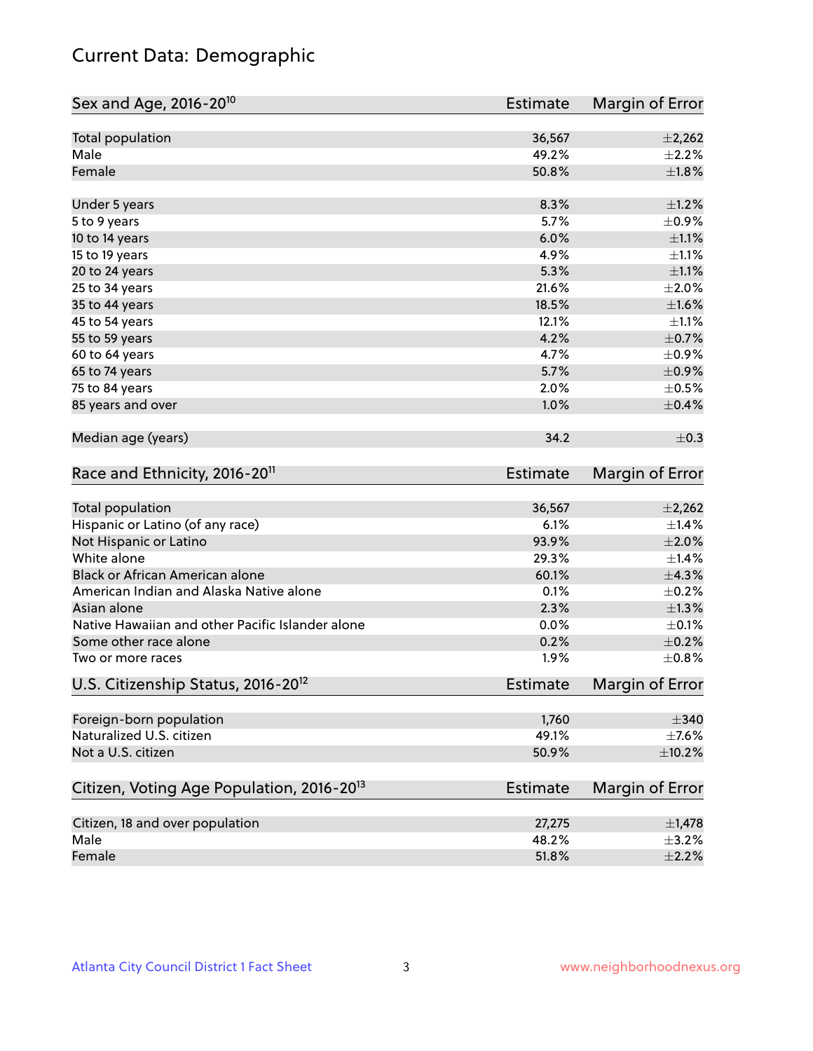# Current Data: Demographic

| Sex and Age, 2016-20[10] | Estimate | Margin of Error |
|---|---|---|
| Total population | 36,567 | ±2,262 |
| Male | 49.2% | ±2.2% |
| Female | 50.8% | ±1.8% |
| Under 5 years | 8.3% | ±1.2% |
| 5 to 9 years | 5.7% | ±0.9% |
| 10 to 14 years | 6.0% | ±1.1% |
| 15 to 19 years | 4.9% | ±1.1% |
| 20 to 24 years | 5.3% | ±1.1% |
| 25 to 34 years | 21.6% | ±2.0% |
| 35 to 44 years | 18.5% | ±1.6% |
| 45 to 54 years | 12.1% | ±1.1% |
| 55 to 59 years | 4.2% | ±0.7% |
| 60 to 64 years | 4.7% | ±0.9% |
| 65 to 74 years | 5.7% | ±0.9% |
| 75 to 84 years | 2.0% | ±0.5% |
| 85 years and over | 1.0% | ±0.4% |
| Median age (years) | 34.2 | ±0.3 |

| Race and Ethnicity, 2016-20[11] | Estimate | Margin of Error |
|---|---|---|
| Total population | 36,567 | ±2,262 |
| Hispanic or Latino (of any race) | 6.1% | ±1.4% |
| Not Hispanic or Latino | 93.9% | ±2.0% |
| White alone | 29.3% | ±1.4% |
| Black or African American alone | 60.1% | ±4.3% |
| American Indian and Alaska Native alone | 0.1% | ±0.2% |
| Asian alone | 2.3% | ±1.3% |
| Native Hawaiian and other Pacific Islander alone | 0.0% | ±0.1% |
| Some other race alone | 0.2% | ±0.2% |
| Two or more races | 1.9% | ±0.8% |

| U.S. Citizenship Status, 2016-20[12] | Estimate | Margin of Error |
|---|---|---|
| Foreign-born population | 1,760 | ±340 |
| Naturalized U.S. citizen | 49.1% | ±7.6% |
| Not a U.S. citizen | 50.9% | ±10.2% |

| Citizen, Voting Age Population, 2016-20[13] | Estimate | Margin of Error |
|---|---|---|
| Citizen, 18 and over population | 27,275 | ±1,478 |
| Male | 48.2% | ±3.2% |
| Female | 51.8% | ±2.2% |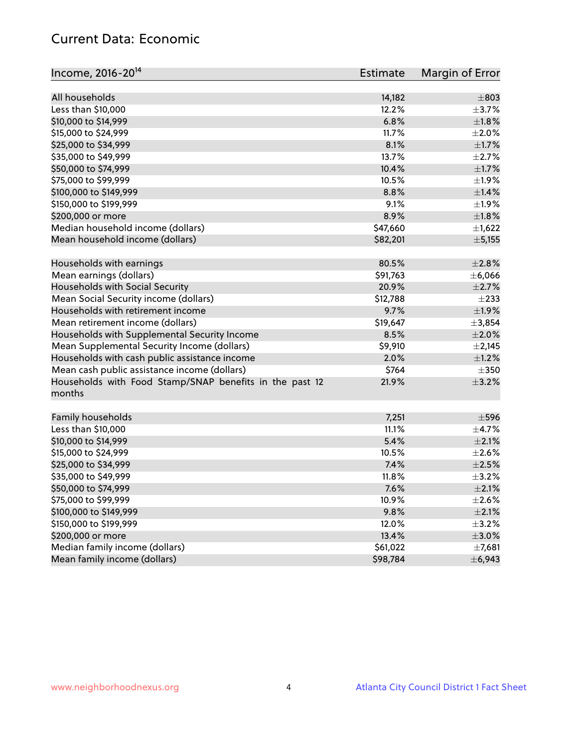## Current Data: Economic

| Income, 2016-20[14] | Estimate | Margin of Error |
|---|---|---|
| All households | 14,182 | ±803 |
| Less than $10,000 | 12.2% | ±3.7% |
| $10,000 to $14,999 | 6.8% | ±1.8% |
| $15,000 to $24,999 | 11.7% | ±2.0% |
| $25,000 to $34,999 | 8.1% | ±1.7% |
| $35,000 to $49,999 | 13.7% | ±2.7% |
| $50,000 to $74,999 | 10.4% | ±1.7% |
| $75,000 to $99,999 | 10.5% | ±1.9% |
| $100,000 to $149,999 | 8.8% | ±1.4% |
| $150,000 to $199,999 | 9.1% | ±1.9% |
| $200,000 or more | 8.9% | ±1.8% |
| Median household income (dollars) | $47,660 | ±1,622 |
| Mean household income (dollars) | $82,201 | ±5,155 |
| | | |
| Households with earnings | 80.5% | ±2.8% |
| Mean earnings (dollars) | $91,763 | ±6,066 |
| Households with Social Security | 20.9% | ±2.7% |
| Mean Social Security income (dollars) | $12,788 | ±233 |
| Households with retirement income | 9.7% | ±1.9% |
| Mean retirement income (dollars) | $19,647 | ±3,854 |
| Households with Supplemental Security Income | 8.5% | ±2.0% |
| Mean Supplemental Security Income (dollars) | $9,910 | ±2,145 |
| Households with cash public assistance income | 2.0% | ±1.2% |
| Mean cash public assistance income (dollars) | $764 | ±350 |
| Households with Food Stamp/SNAP benefits in the past 12 months | 21.9% | ±3.2% |
| | | |
| Family households | 7,251 | ±596 |
| Less than $10,000 | 11.1% | ±4.7% |
| $10,000 to $14,999 | 5.4% | ±2.1% |
| $15,000 to $24,999 | 10.5% | ±2.6% |
| $25,000 to $34,999 | 7.4% | ±2.5% |
| $35,000 to $49,999 | 11.8% | ±3.2% |
| $50,000 to $74,999 | 7.6% | ±2.1% |
| $75,000 to $99,999 | 10.9% | ±2.6% |
| $100,000 to $149,999 | 9.8% | ±2.1% |
| $150,000 to $199,999 | 12.0% | ±3.2% |
| $200,000 or more | 13.4% | ±3.0% |
| Median family income (dollars) | $61,022 | ±7,681 |
| Mean family income (dollars) | $98,784 | ±6,943 |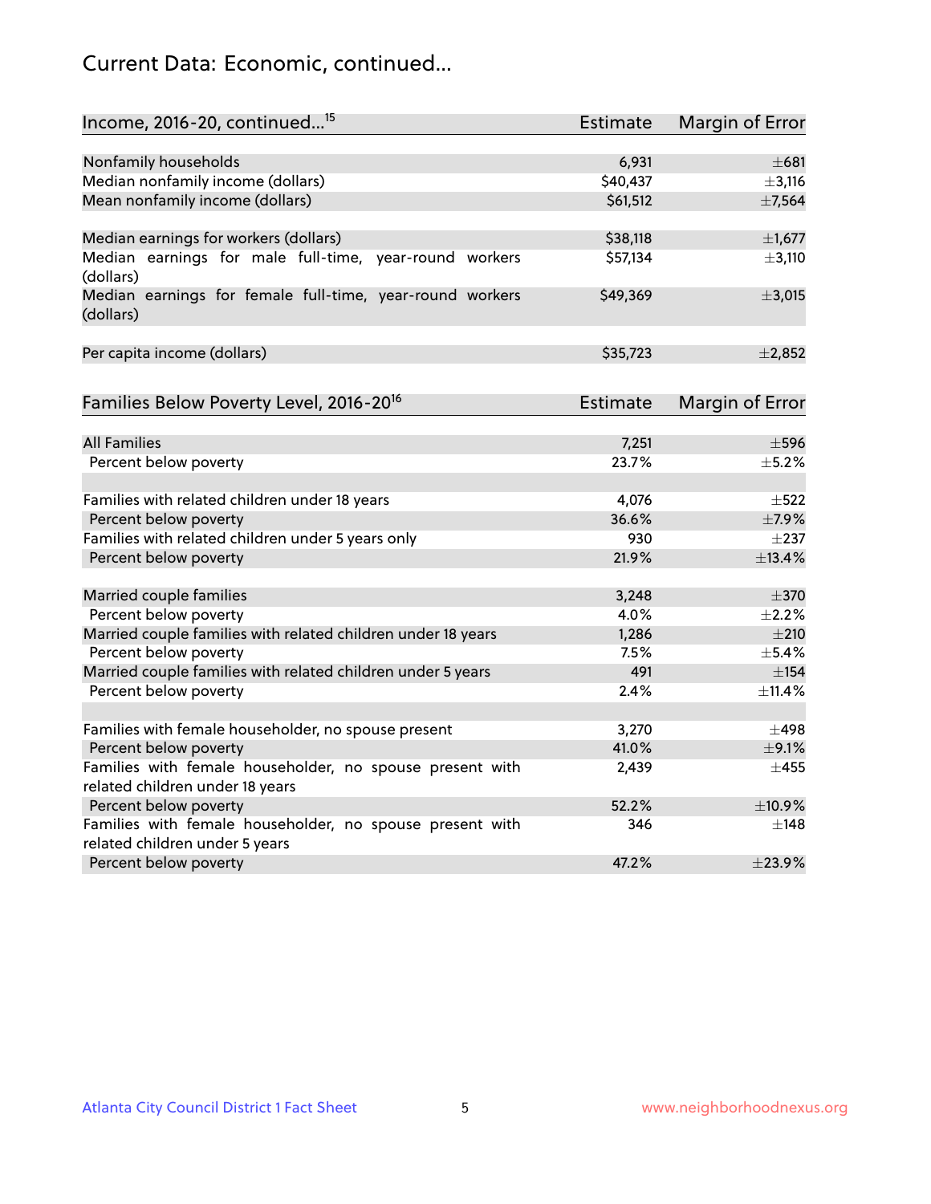## Current Data: Economic, continued...

| Income, 2016-20, continued...[15] | Estimate | Margin of Error |
|---|---|---|
| Nonfamily households | 6,931 | ±681 |
| Median nonfamily income (dollars) | $40,437 | ±3,116 |
| Mean nonfamily income (dollars) | $61,512 | ±7,564 |
| | | |
| Median earnings for workers (dollars) | $38,118 | ±1,677 |
| Median earnings for male full-time, year-round workers (dollars) | $57,134 | ±3,110 |
| Median earnings for female full-time, year-round workers (dollars) | $49,369 | ±3,015 |
| | | |
| Per capita income (dollars) | $35,723 | ±2,852 |

| Families Below Poverty Level, 2016-20[16] | Estimate | Margin of Error |
|---|---|---|
| All Families | 7,251 | ±596 |
| Percent below poverty | 23.7% | ±5.2% |
| | | |
| Families with related children under 18 years | 4,076 | ±522 |
| Percent below poverty | 36.6% | ±7.9% |
| Families with related children under 5 years only | 930 | ±237 |
| Percent below poverty | 21.9% | ±13.4% |
| | | |
| Married couple families | 3,248 | ±370 |
| Percent below poverty | 4.0% | ±2.2% |
| Married couple families with related children under 18 years | 1,286 | ±210 |
| Percent below poverty | 7.5% | ±5.4% |
| Married couple families with related children under 5 years | 491 | ±154 |
| Percent below poverty | 2.4% | ±11.4% |
| | | |
| Families with female householder, no spouse present | 3,270 | ±498 |
| Percent below poverty | 41.0% | ±9.1% |
| Families with female householder, no spouse present with related children under 18 years | 2,439 | ±455 |
| Percent below poverty | 52.2% | ±10.9% |
| Families with female householder, no spouse present with related children under 5 years | 346 | ±148 |
| Percent below poverty | 47.2% | ±23.9% |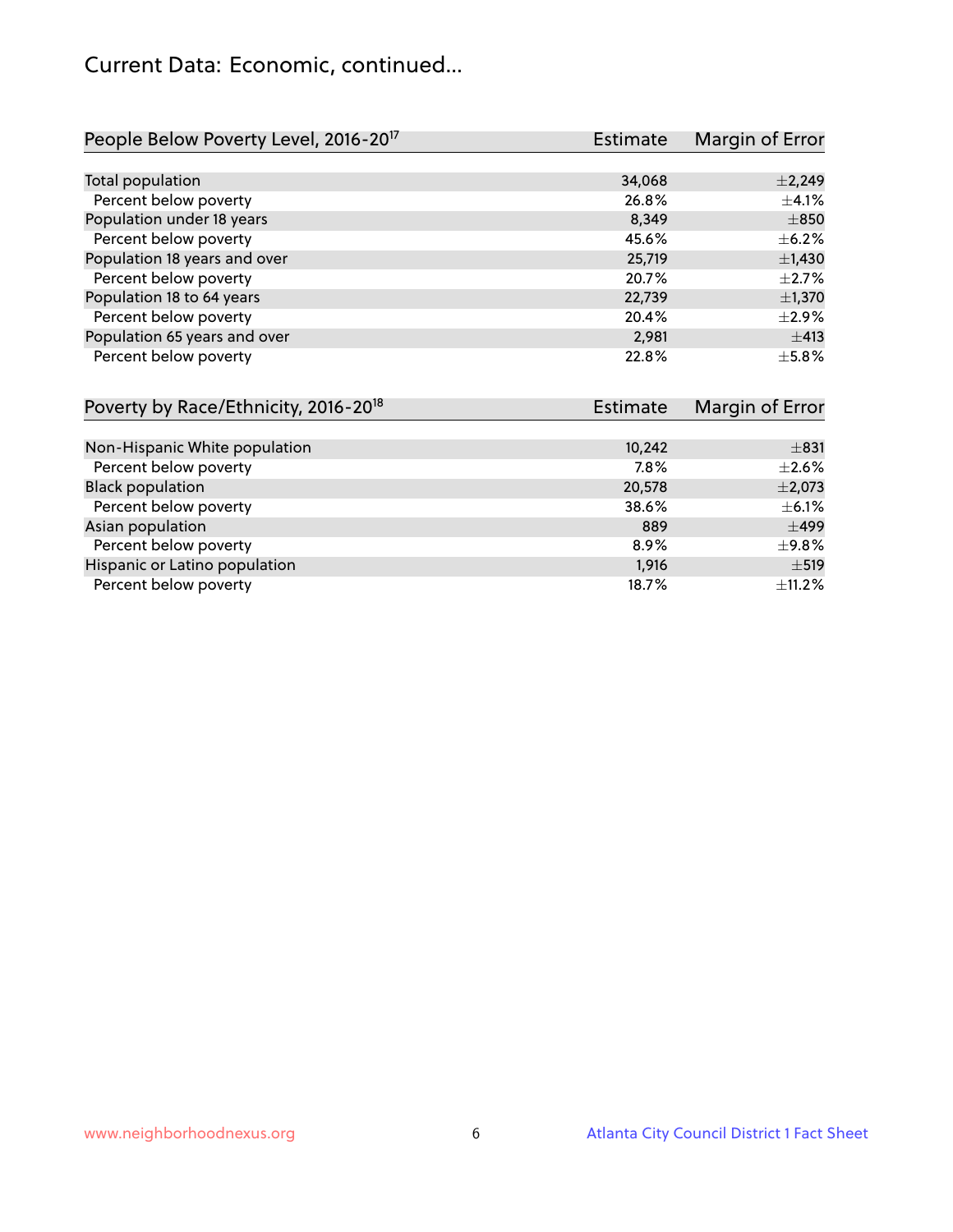# Current Data: Economic, continued...

| People Below Poverty Level, 2016-20[17] | Estimate | Margin of Error |
|---|---|---|
| Total population | 34,068 | ±2,249 |
| Percent below poverty | 26.8% | ±4.1% |
| Population under 18 years | 8,349 | ±850 |
| Percent below poverty | 45.6% | ±6.2% |
| Population 18 years and over | 25,719 | ±1,430 |
| Percent below poverty | 20.7% | ±2.7% |
| Population 18 to 64 years | 22,739 | ±1,370 |
| Percent below poverty | 20.4% | ±2.9% |
| Population 65 years and over | 2,981 | ±413 |
| Percent below poverty | 22.8% | ±5.8% |

| Poverty by Race/Ethnicity, 2016-20[18] | Estimate | Margin of Error |
|---|---|---|
| Non-Hispanic White population | 10,242 | ±831 |
| Percent below poverty | 7.8% | ±2.6% |
| Black population | 20,578 | ±2,073 |
| Percent below poverty | 38.6% | ±6.1% |
| Asian population | 889 | ±499 |
| Percent below poverty | 8.9% | ±9.8% |
| Hispanic or Latino population | 1,916 | ±519 |
| Percent below poverty | 18.7% | ±11.2% |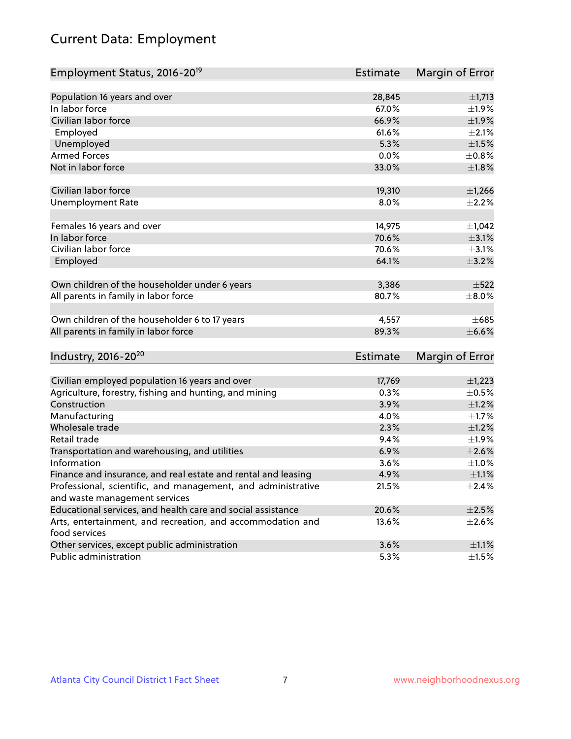# Current Data: Employment

| Employment Status, 2016-20[19] | Estimate | Margin of Error |
|---|---|---|
| Population 16 years and over | 28,845 | ±1,713 |
| In labor force | 67.0% | ±1.9% |
| Civilian labor force | 66.9% | ±1.9% |
| Employed | 61.6% | ±2.1% |
| Unemployed | 5.3% | ±1.5% |
| Armed Forces | 0.0% | ±0.8% |
| Not in labor force | 33.0% | ±1.8% |
| | | |
| Civilian labor force | 19,310 | ±1,266 |
| Unemployment Rate | 8.0% | ±2.2% |
| | | |
| Females 16 years and over | 14,975 | ±1,042 |
| In labor force | 70.6% | ±3.1% |
| Civilian labor force | 70.6% | ±3.1% |
| Employed | 64.1% | ±3.2% |
| | | |
| Own children of the householder under 6 years | 3,386 | ±522 |
| All parents in family in labor force | 80.7% | ±8.0% |
| | | |
| Own children of the householder 6 to 17 years | 4,557 | ±685 |
| All parents in family in labor force | 89.3% | ±6.6% |

| Industry, 2016-20[20] | Estimate | Margin of Error |
|---|---|---|
| Civilian employed population 16 years and over | 17,769 | ±1,223 |
| Agriculture, forestry, fishing and hunting, and mining | 0.3% | ±0.5% |
| Construction | 3.9% | ±1.2% |
| Manufacturing | 4.0% | ±1.7% |
| Wholesale trade | 2.3% | ±1.2% |
| Retail trade | 9.4% | ±1.9% |
| Transportation and warehousing, and utilities | 6.9% | ±2.6% |
| Information | 3.6% | ±1.0% |
| Finance and insurance, and real estate and rental and leasing | 4.9% | ±1.1% |
| Professional, scientific, and management, and administrative and waste management services | 21.5% | ±2.4% |
| Educational services, and health care and social assistance | 20.6% | ±2.5% |
| Arts, entertainment, and recreation, and accommodation and food services | 13.6% | ±2.6% |
| Other services, except public administration | 3.6% | ±1.1% |
| Public administration | 5.3% | ±1.5% |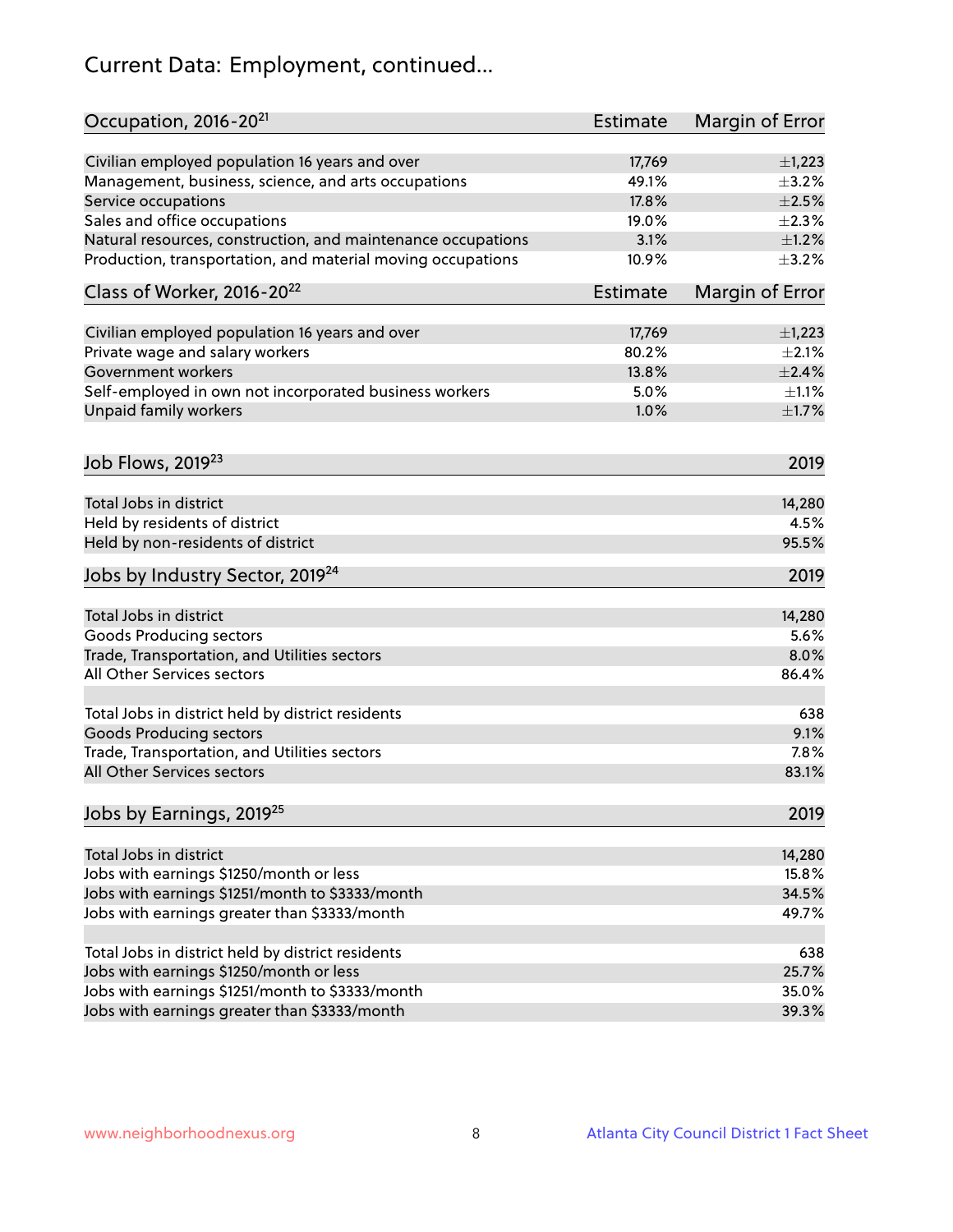# Current Data: Employment, continued...

| Occupation, 2016-20[21] | Estimate | Margin of Error |
|---|---|---|
| Civilian employed population 16 years and over | 17,769 | ±1,223 |
| Management, business, science, and arts occupations | 49.1% | ±3.2% |
| Service occupations | 17.8% | ±2.5% |
| Sales and office occupations | 19.0% | ±2.3% |
| Natural resources, construction, and maintenance occupations | 3.1% | ±1.2% |
| Production, transportation, and material moving occupations | 10.9% | ±3.2% |

| Class of Worker, 2016-20[22] | Estimate | Margin of Error |
|---|---|---|
| Civilian employed population 16 years and over | 17,769 | ±1,223 |
| Private wage and salary workers | 80.2% | ±2.1% |
| Government workers | 13.8% | ±2.4% |
| Self-employed in own not incorporated business workers | 5.0% | ±1.1% |
| Unpaid family workers | 1.0% | ±1.7% |

| Job Flows, 2019[23] | 2019 |
|---|---|
| Total Jobs in district | 14,280 |
| Held by residents of district | 4.5% |
| Held by non-residents of district | 95.5% |

| Jobs by Industry Sector, 2019[24] | 2019 |
|---|---|
| Total Jobs in district | 14,280 |
| Goods Producing sectors | 5.6% |
| Trade, Transportation, and Utilities sectors | 8.0% |
| All Other Services sectors | 86.4% |
| | |
| Total Jobs in district held by district residents | 638 |
| Goods Producing sectors | 9.1% |
| Trade, Transportation, and Utilities sectors | 7.8% |
| All Other Services sectors | 83.1% |

| Jobs by Earnings, 2019[25] | 2019 |
|---|---|
| Total Jobs in district | 14,280 |
| Jobs with earnings $1250/month or less | 15.8% |
| Jobs with earnings $1251/month to $3333/month | 34.5% |
| Jobs with earnings greater than $3333/month | 49.7% |
| | |
| Total Jobs in district held by district residents | 638 |
| Jobs with earnings $1250/month or less | 25.7% |
| Jobs with earnings $1251/month to $3333/month | 35.0% |
| Jobs with earnings greater than $3333/month | 39.3% |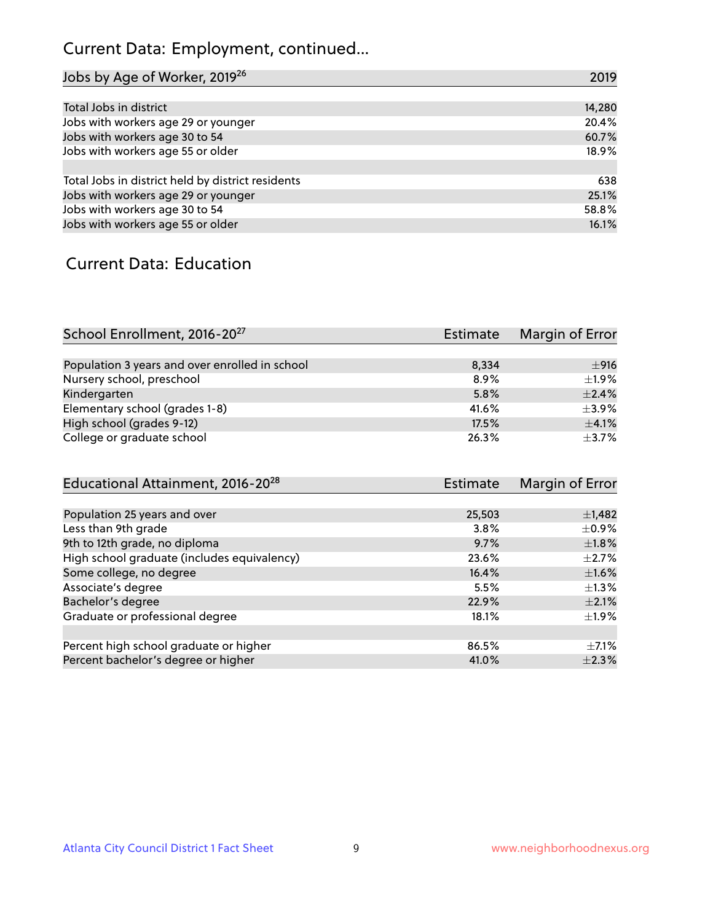# Current Data: Employment, continued...

| Jobs by Age of Worker, 2019[26] | 2019 |
|---|---|
| Total Jobs in district | 14,280 |
| Jobs with workers age 29 or younger | 20.4% |
| Jobs with workers age 30 to 54 | 60.7% |
| Jobs with workers age 55 or older | 18.9% |
| | |
| Total Jobs in district held by district residents | 638 |
| Jobs with workers age 29 or younger | 25.1% |
| Jobs with workers age 30 to 54 | 58.8% |
| Jobs with workers age 55 or older | 16.1% |

# Current Data: Education

| School Enrollment, 2016-20[27] | Estimate | Margin of Error |
|---|---|---|
| Population 3 years and over enrolled in school | 8,334 | ±916 |
| Nursery school, preschool | 8.9% | ±1.9% |
| Kindergarten | 5.8% | ±2.4% |
| Elementary school (grades 1-8) | 41.6% | ±3.9% |
| High school (grades 9-12) | 17.5% | ±4.1% |
| College or graduate school | 26.3% | ±3.7% |

| Educational Attainment, 2016-20[28] | Estimate | Margin of Error |
|---|---|---|
| Population 25 years and over | 25,503 | ±1,482 |
| Less than 9th grade | 3.8% | ±0.9% |
| 9th to 12th grade, no diploma | 9.7% | ±1.8% |
| High school graduate (includes equivalency) | 23.6% | ±2.7% |
| Some college, no degree | 16.4% | ±1.6% |
| Associate's degree | 5.5% | ±1.3% |
| Bachelor's degree | 22.9% | ±2.1% |
| Graduate or professional degree | 18.1% | ±1.9% |
| | | |
| Percent high school graduate or higher | 86.5% | ±7.1% |
| Percent bachelor's degree or higher | 41.0% | ±2.3% |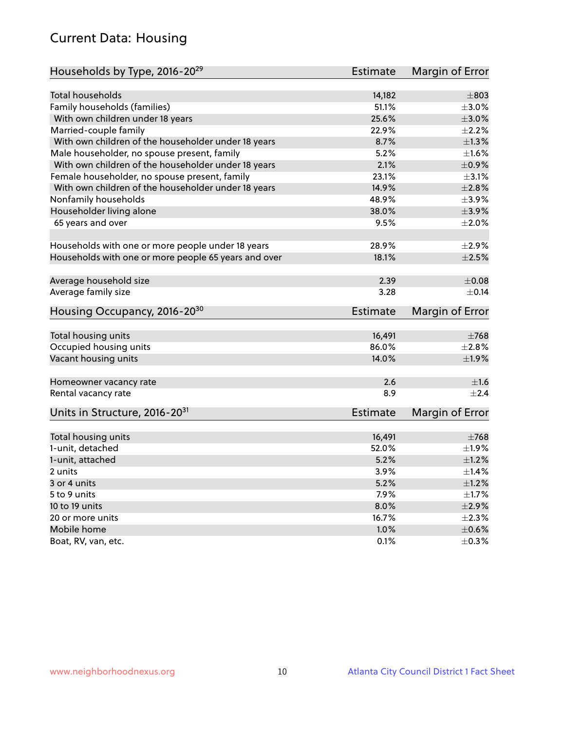## Current Data: Housing

| Households by Type, 2016-20[29] | Estimate | Margin of Error |
|---|---|---|
| Total households | 14,182 | ±803 |
| Family households (families) | 51.1% | ±3.0% |
| With own children under 18 years | 25.6% | ±3.0% |
| Married-couple family | 22.9% | ±2.2% |
| With own children of the householder under 18 years | 8.7% | ±1.3% |
| Male householder, no spouse present, family | 5.2% | ±1.6% |
| With own children of the householder under 18 years | 2.1% | ±0.9% |
| Female householder, no spouse present, family | 23.1% | ±3.1% |
| With own children of the householder under 18 years | 14.9% | ±2.8% |
| Nonfamily households | 48.9% | ±3.9% |
| Householder living alone | 38.0% | ±3.9% |
| 65 years and over | 9.5% | ±2.0% |
| | | |
| Households with one or more people under 18 years | 28.9% | ±2.9% |
| Households with one or more people 65 years and over | 18.1% | ±2.5% |
| | | |
| Average household size | 2.39 | ±0.08 |
| Average family size | 3.28 | ±0.14 |

| Housing Occupancy, 2016-20[30] | Estimate | Margin of Error |
|---|---|---|
| Total housing units | 16,491 | ±768 |
| Occupied housing units | 86.0% | ±2.8% |
| Vacant housing units | 14.0% | ±1.9% |
| | | |
| Homeowner vacancy rate | 2.6 | ±1.6 |
| Rental vacancy rate | 8.9 | ±2.4 |

| Units in Structure, 2016-20[31] | Estimate | Margin of Error |
|---|---|---|
| Total housing units | 16,491 | ±768 |
| 1-unit, detached | 52.0% | ±1.9% |
| 1-unit, attached | 5.2% | ±1.2% |
| 2 units | 3.9% | ±1.4% |
| 3 or 4 units | 5.2% | ±1.2% |
| 5 to 9 units | 7.9% | ±1.7% |
| 10 to 19 units | 8.0% | ±2.9% |
| 20 or more units | 16.7% | ±2.3% |
| Mobile home | 1.0% | ±0.6% |
| Boat, RV, van, etc. | 0.1% | ±0.3% |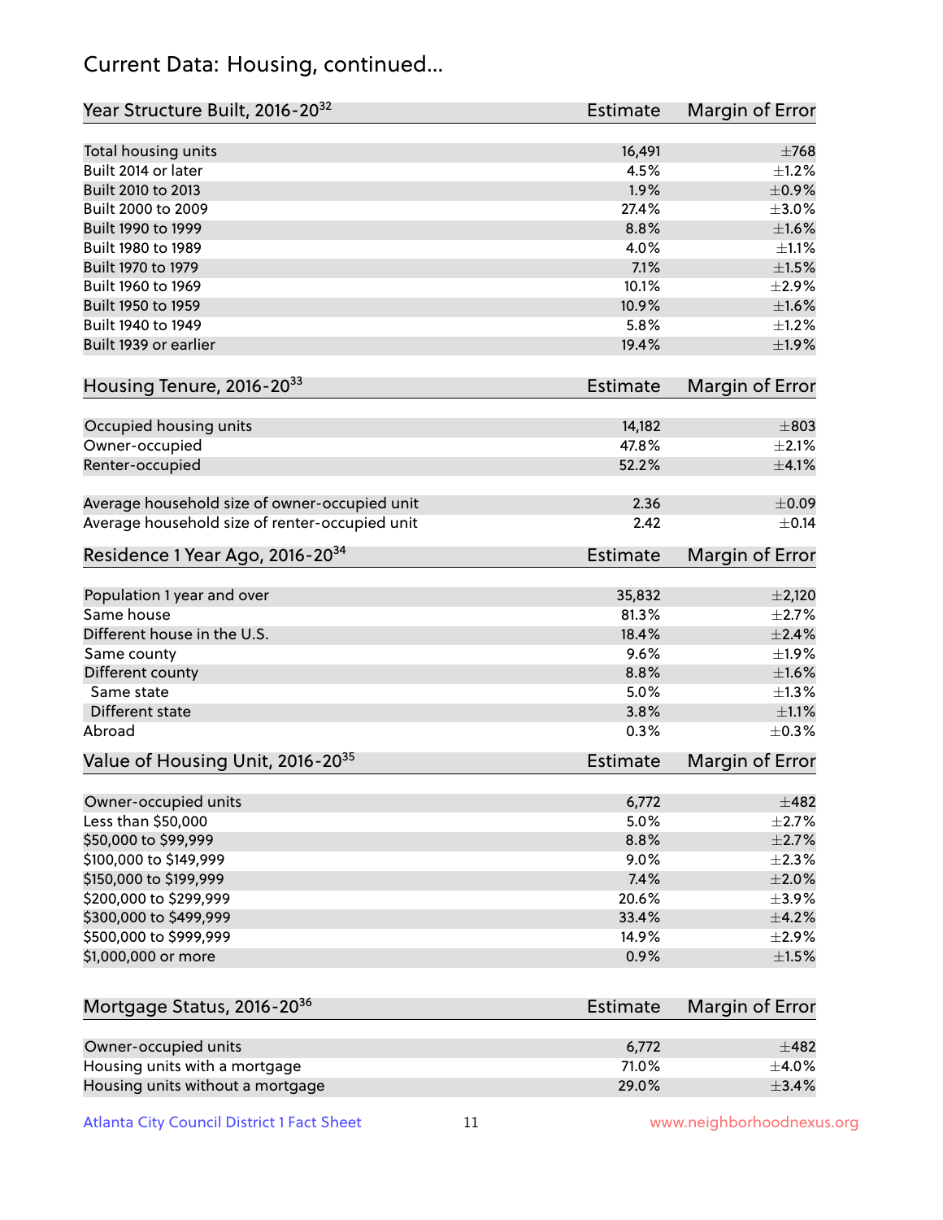## Current Data: Housing, continued...

| Year Structure Built, 2016-20[32] | Estimate | Margin of Error |
|---|---|---|
| Total housing units | 16,491 | ±768 |
| Built 2014 or later | 4.5% | ±1.2% |
| Built 2010 to 2013 | 1.9% | ±0.9% |
| Built 2000 to 2009 | 27.4% | ±3.0% |
| Built 1990 to 1999 | 8.8% | ±1.6% |
| Built 1980 to 1989 | 4.0% | ±1.1% |
| Built 1970 to 1979 | 7.1% | ±1.5% |
| Built 1960 to 1969 | 10.1% | ±2.9% |
| Built 1950 to 1959 | 10.9% | ±1.6% |
| Built 1940 to 1949 | 5.8% | ±1.2% |
| Built 1939 or earlier | 19.4% | ±1.9% |

| Housing Tenure, 2016-20[33] | Estimate | Margin of Error |
|---|---|---|
| Occupied housing units | 14,182 | ±803 |
| Owner-occupied | 47.8% | ±2.1% |
| Renter-occupied | 52.2% | ±4.1% |
| Average household size of owner-occupied unit | 2.36 | ±0.09 |
| Average household size of renter-occupied unit | 2.42 | ±0.14 |

| Residence 1 Year Ago, 2016-20[34] | Estimate | Margin of Error |
|---|---|---|
| Population 1 year and over | 35,832 | ±2,120 |
| Same house | 81.3% | ±2.7% |
| Different house in the U.S. | 18.4% | ±2.4% |
| Same county | 9.6% | ±1.9% |
| Different county | 8.8% | ±1.6% |
| Same state | 5.0% | ±1.3% |
| Different state | 3.8% | ±1.1% |
| Abroad | 0.3% | ±0.3% |

| Value of Housing Unit, 2016-20[35] | Estimate | Margin of Error |
|---|---|---|
| Owner-occupied units | 6,772 | ±482 |
| Less than $50,000 | 5.0% | ±2.7% |
| $50,000 to $99,999 | 8.8% | ±2.7% |
| $100,000 to $149,999 | 9.0% | ±2.3% |
| $150,000 to $199,999 | 7.4% | ±2.0% |
| $200,000 to $299,999 | 20.6% | ±3.9% |
| $300,000 to $499,999 | 33.4% | ±4.2% |
| $500,000 to $999,999 | 14.9% | ±2.9% |
| $1,000,000 or more | 0.9% | ±1.5% |

| Mortgage Status, 2016-20[36] | Estimate | Margin of Error |
|---|---|---|
| Owner-occupied units | 6,772 | ±482 |
| Housing units with a mortgage | 71.0% | ±4.0% |
| Housing units without a mortgage | 29.0% | ±3.4% |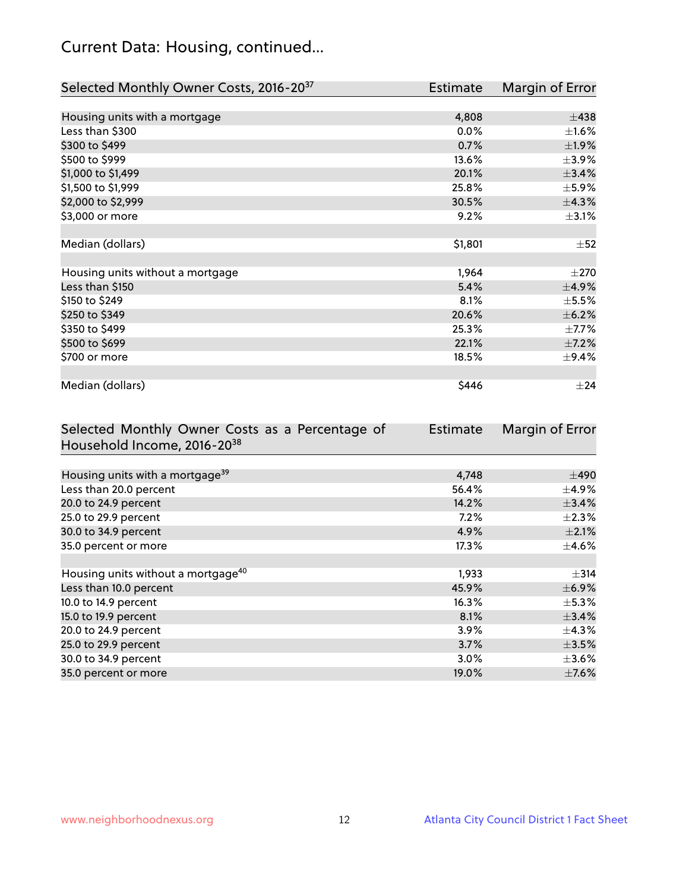# Current Data: Housing, continued...

| Selected Monthly Owner Costs, 2016-20[37] | Estimate | Margin of Error |
|---|---|---|
| Housing units with a mortgage | 4,808 | ±438 |
| Less than $300 | 0.0% | ±1.6% |
| $300 to $499 | 0.7% | ±1.9% |
| $500 to $999 | 13.6% | ±3.9% |
| $1,000 to $1,499 | 20.1% | ±3.4% |
| $1,500 to $1,999 | 25.8% | ±5.9% |
| $2,000 to $2,999 | 30.5% | ±4.3% |
| $3,000 or more | 9.2% | ±3.1% |
| | | |
| Median (dollars) | $1,801 | ±52 |
| | | |
| Housing units without a mortgage | 1,964 | ±270 |
| Less than $150 | 5.4% | ±4.9% |
| $150 to $249 | 8.1% | ±5.5% |
| $250 to $349 | 20.6% | ±6.2% |
| $350 to $499 | 25.3% | ±7.7% |
| $500 to $699 | 22.1% | ±7.2% |
| $700 or more | 18.5% | ±9.4% |
| | | |
| Median (dollars) | $446 | ±24 |

| Selected Monthly Owner Costs as a Percentage of Household Income, 2016-20[38] | Estimate | Margin of Error |
|---|---|---|
| Housing units with a mortgage[39] | 4,748 | ±490 |
| Less than 20.0 percent | 56.4% | ±4.9% |
| 20.0 to 24.9 percent | 14.2% | ±3.4% |
| 25.0 to 29.9 percent | 7.2% | ±2.3% |
| 30.0 to 34.9 percent | 4.9% | ±2.1% |
| 35.0 percent or more | 17.3% | ±4.6% |
| | | |
| Housing units without a mortgage[40] | 1,933 | ±314 |
| Less than 10.0 percent | 45.9% | ±6.9% |
| 10.0 to 14.9 percent | 16.3% | ±5.3% |
| 15.0 to 19.9 percent | 8.1% | ±3.4% |
| 20.0 to 24.9 percent | 3.9% | ±4.3% |
| 25.0 to 29.9 percent | 3.7% | ±3.5% |
| 30.0 to 34.9 percent | 3.0% | ±3.6% |
| 35.0 percent or more | 19.0% | ±7.6% |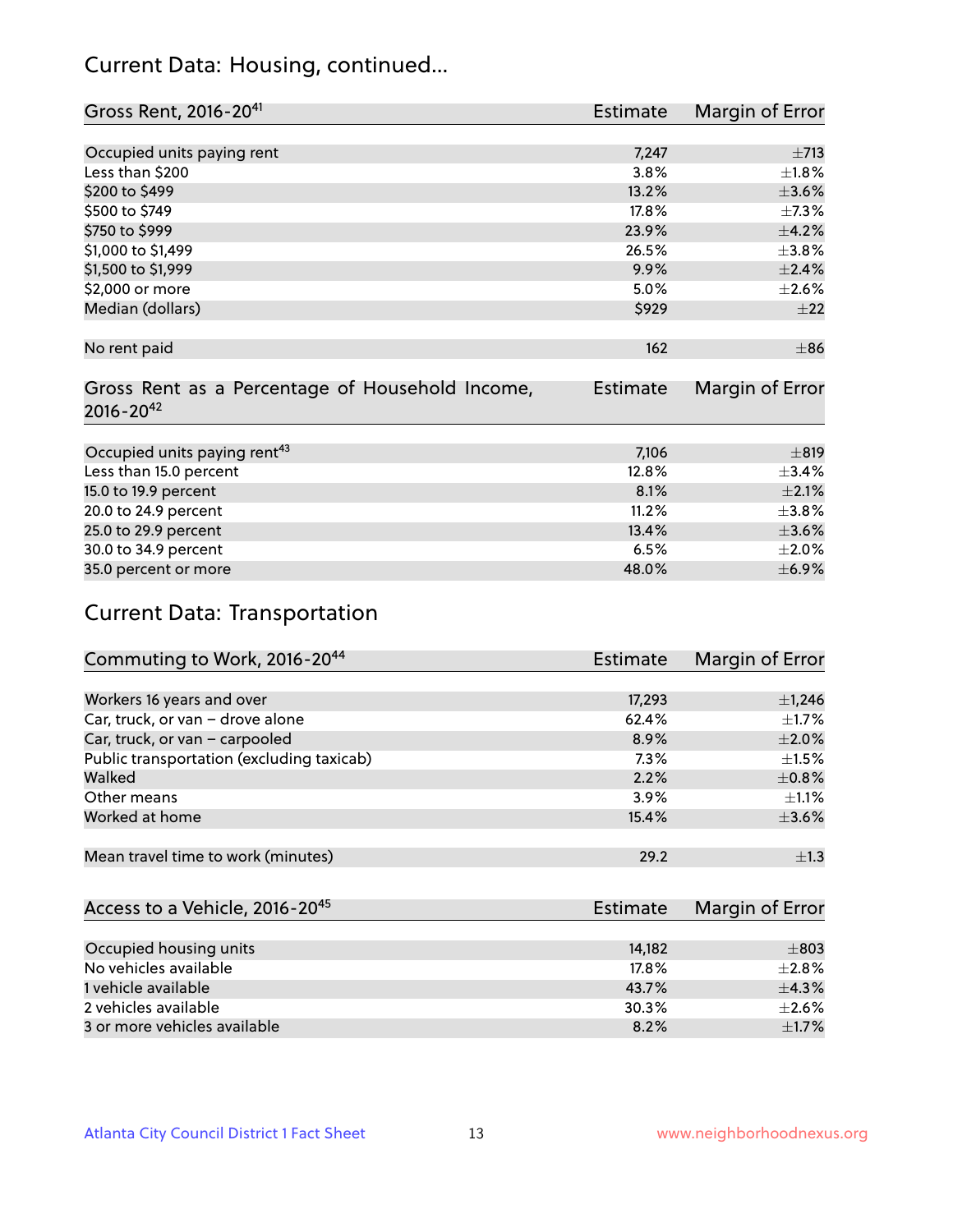## Current Data: Housing, continued...

| Gross Rent, 2016-20[41] | Estimate | Margin of Error |
|---|---|---|
| Occupied units paying rent | 7,247 | ±713 |
| Less than $200 | 3.8% | ±1.8% |
| $200 to $499 | 13.2% | ±3.6% |
| $500 to $749 | 17.8% | ±7.3% |
| $750 to $999 | 23.9% | ±4.2% |
| $1,000 to $1,499 | 26.5% | ±3.8% |
| $1,500 to $1,999 | 9.9% | ±2.4% |
| $2,000 or more | 5.0% | ±2.6% |
| Median (dollars) | $929 | ±22 |
| No rent paid | 162 | ±86 |

| Gross Rent as a Percentage of Household Income, 2016-20[42] | Estimate | Margin of Error |
|---|---|---|
| Occupied units paying rent[43] | 7,106 | ±819 |
| Less than 15.0 percent | 12.8% | ±3.4% |
| 15.0 to 19.9 percent | 8.1% | ±2.1% |
| 20.0 to 24.9 percent | 11.2% | ±3.8% |
| 25.0 to 29.9 percent | 13.4% | ±3.6% |
| 30.0 to 34.9 percent | 6.5% | ±2.0% |
| 35.0 percent or more | 48.0% | ±6.9% |

## Current Data: Transportation

| Commuting to Work, 2016-20[44] | Estimate | Margin of Error |
|---|---|---|
| Workers 16 years and over | 17,293 | ±1,246 |
| Car, truck, or van – drove alone | 62.4% | ±1.7% |
| Car, truck, or van – carpooled | 8.9% | ±2.0% |
| Public transportation (excluding taxicab) | 7.3% | ±1.5% |
| Walked | 2.2% | ±0.8% |
| Other means | 3.9% | ±1.1% |
| Worked at home | 15.4% | ±3.6% |
| Mean travel time to work (minutes) | 29.2 | ±1.3 |

| Access to a Vehicle, 2016-20[45] | Estimate | Margin of Error |
|---|---|---|
| Occupied housing units | 14,182 | ±803 |
| No vehicles available | 17.8% | ±2.8% |
| 1 vehicle available | 43.7% | ±4.3% |
| 2 vehicles available | 30.3% | ±2.6% |
| 3 or more vehicles available | 8.2% | ±1.7% |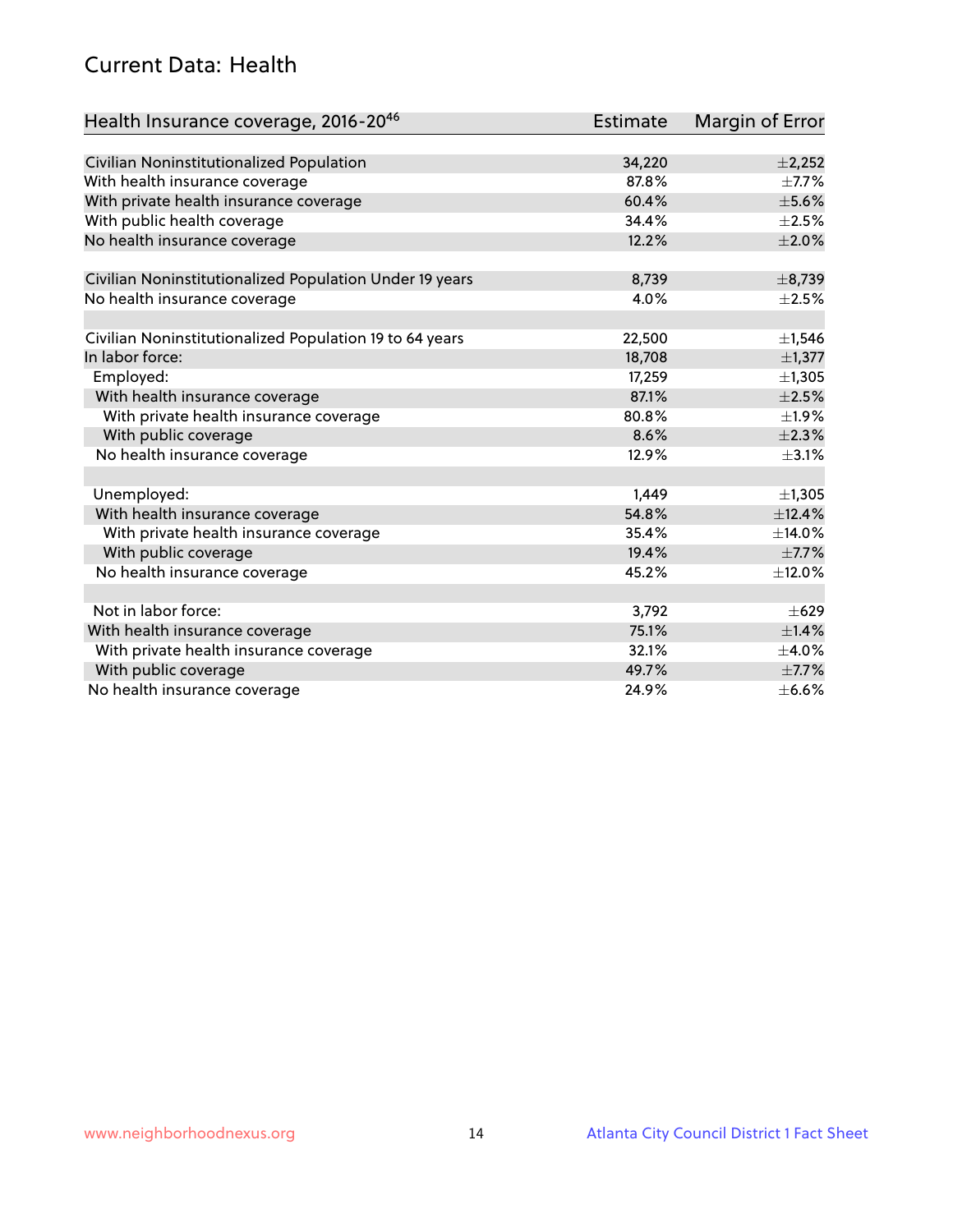## Current Data: Health

| Health Insurance coverage, 2016-20[46] | Estimate | Margin of Error |
|---|---|---|
| Civilian Noninstitutionalized Population | 34,220 | ±2,252 |
| With health insurance coverage | 87.8% | ±7.7% |
| With private health insurance coverage | 60.4% | ±5.6% |
| With public health coverage | 34.4% | ±2.5% |
| No health insurance coverage | 12.2% | ±2.0% |
| | | |
| Civilian Noninstitutionalized Population Under 19 years | 8,739 | ±8,739 |
| No health insurance coverage | 4.0% | ±2.5% |
| | | |
| Civilian Noninstitutionalized Population 19 to 64 years | 22,500 | ±1,546 |
| In labor force: | 18,708 | ±1,377 |
| Employed: | 17,259 | ±1,305 |
| With health insurance coverage | 87.1% | ±2.5% |
| With private health insurance coverage | 80.8% | ±1.9% |
| With public coverage | 8.6% | ±2.3% |
| No health insurance coverage | 12.9% | ±3.1% |
| | | |
| Unemployed: | 1,449 | ±1,305 |
| With health insurance coverage | 54.8% | ±12.4% |
| With private health insurance coverage | 35.4% | ±14.0% |
| With public coverage | 19.4% | ±7.7% |
| No health insurance coverage | 45.2% | ±12.0% |
| | | |
| Not in labor force: | 3,792 | ±629 |
| With health insurance coverage | 75.1% | ±1.4% |
| With private health insurance coverage | 32.1% | ±4.0% |
| With public coverage | 49.7% | ±7.7% |
| No health insurance coverage | 24.9% | ±6.6% |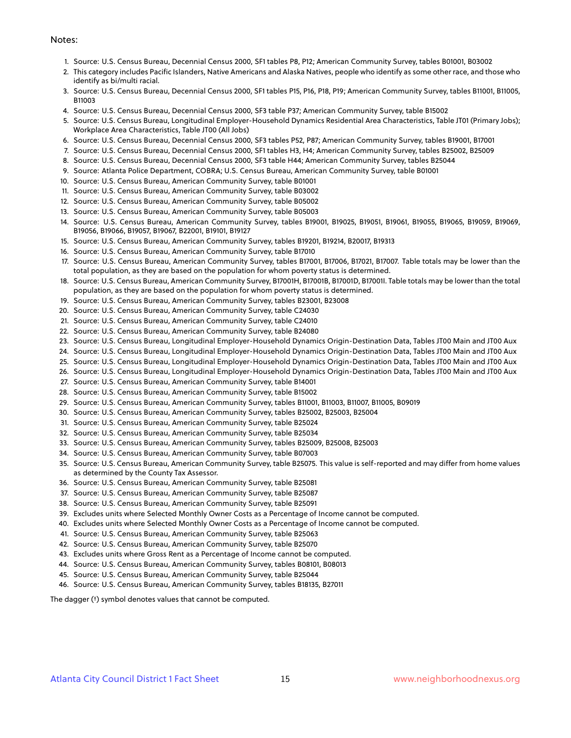Notes:

1. Source: U.S. Census Bureau, Decennial Census 2000, SF1 tables P8, P12; American Community Survey, tables B01001, B03002
2. This category includes Pacific Islanders, Native Americans and Alaska Natives, people who identify as some other race, and those who identify as bi/multi racial.
3. Source: U.S. Census Bureau, Decennial Census 2000, SF1 tables P15, P16, P18, P19; American Community Survey, tables B11001, B11005, B11003
4. Source: U.S. Census Bureau, Decennial Census 2000, SF3 table P37; American Community Survey, table B15002
5. Source: U.S. Census Bureau, Longitudinal Employer-Household Dynamics Residential Area Characteristics, Table JT01 (Primary Jobs); Workplace Area Characteristics, Table JT00 (All Jobs)
6. Source: U.S. Census Bureau, Decennial Census 2000, SF3 tables P52, P87; American Community Survey, tables B19001, B17001
7. Source: U.S. Census Bureau, Decennial Census 2000, SF1 tables H3, H4; American Community Survey, tables B25002, B25009
8. Source: U.S. Census Bureau, Decennial Census 2000, SF3 table H44; American Community Survey, tables B25044
9. Source: Atlanta Police Department, COBRA; U.S. Census Bureau, American Community Survey, table B01001
10. Source: U.S. Census Bureau, American Community Survey, table B01001
11. Source: U.S. Census Bureau, American Community Survey, table B03002
12. Source: U.S. Census Bureau, American Community Survey, table B05002
13. Source: U.S. Census Bureau, American Community Survey, table B05003
14. Source: U.S. Census Bureau, American Community Survey, tables B19001, B19025, B19051, B19061, B19055, B19065, B19059, B19069, B19056, B19066, B19057, B19067, B22001, B19101, B19127
15. Source: U.S. Census Bureau, American Community Survey, tables B19201, B19214, B20017, B19313
16. Source: U.S. Census Bureau, American Community Survey, table B17010
17. Source: U.S. Census Bureau, American Community Survey, tables B17001, B17006, B17021, B17007. Table totals may be lower than the total population, as they are based on the population for whom poverty status is determined.
18. Source: U.S. Census Bureau, American Community Survey, B17001H, B17001B, B17001D, B17001I. Table totals may be lower than the total population, as they are based on the population for whom poverty status is determined.
19. Source: U.S. Census Bureau, American Community Survey, tables B23001, B23008
20. Source: U.S. Census Bureau, American Community Survey, table C24030
21. Source: U.S. Census Bureau, American Community Survey, table C24010
22. Source: U.S. Census Bureau, American Community Survey, table B24080
23. Source: U.S. Census Bureau, Longitudinal Employer-Household Dynamics Origin-Destination Data, Tables JT00 Main and JT00 Aux
24. Source: U.S. Census Bureau, Longitudinal Employer-Household Dynamics Origin-Destination Data, Tables JT00 Main and JT00 Aux
25. Source: U.S. Census Bureau, Longitudinal Employer-Household Dynamics Origin-Destination Data, Tables JT00 Main and JT00 Aux
26. Source: U.S. Census Bureau, Longitudinal Employer-Household Dynamics Origin-Destination Data, Tables JT00 Main and JT00 Aux
27. Source: U.S. Census Bureau, American Community Survey, table B14001
28. Source: U.S. Census Bureau, American Community Survey, table B15002
29. Source: U.S. Census Bureau, American Community Survey, tables B11001, B11003, B11007, B11005, B09019
30. Source: U.S. Census Bureau, American Community Survey, tables B25002, B25003, B25004
31. Source: U.S. Census Bureau, American Community Survey, table B25024
32. Source: U.S. Census Bureau, American Community Survey, table B25034
33. Source: U.S. Census Bureau, American Community Survey, tables B25009, B25008, B25003
34. Source: U.S. Census Bureau, American Community Survey, table B07003
35. Source: U.S. Census Bureau, American Community Survey, table B25075. This value is self-reported and may differ from home values as determined by the County Tax Assessor.
36. Source: U.S. Census Bureau, American Community Survey, table B25081
37. Source: U.S. Census Bureau, American Community Survey, table B25087
38. Source: U.S. Census Bureau, American Community Survey, table B25091
39. Excludes units where Selected Monthly Owner Costs as a Percentage of Income cannot be computed.
40. Excludes units where Selected Monthly Owner Costs as a Percentage of Income cannot be computed.
41. Source: U.S. Census Bureau, American Community Survey, table B25063
42. Source: U.S. Census Bureau, American Community Survey, table B25070
43. Excludes units where Gross Rent as a Percentage of Income cannot be computed.
44. Source: U.S. Census Bureau, American Community Survey, tables B08101, B08013
45. Source: U.S. Census Bureau, American Community Survey, table B25044
46. Source: U.S. Census Bureau, American Community Survey, tables B18135, B27011

The dagger (†) symbol denotes values that cannot be computed.